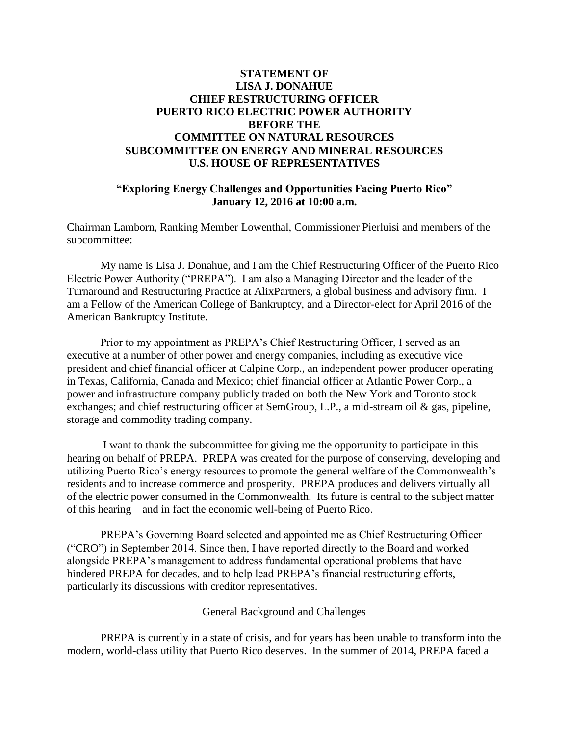**STATEMENT OF**
**LISA J. DONAHUE**
**CHIEF RESTRUCTURING OFFICER**
**PUERTO RICO ELECTRIC POWER AUTHORITY**
**BEFORE THE**
**COMMITTEE ON NATURAL RESOURCES**
**SUBCOMMITTEE ON ENERGY AND MINERAL RESOURCES**
**U.S. HOUSE OF REPRESENTATIVES**

**"Exploring Energy Challenges and Opportunities Facing Puerto Rico"**
**January 12, 2016 at 10:00 a.m.**

Chairman Lamborn, Ranking Member Lowenthal, Commissioner Pierluisi and members of the subcommittee:

My name is Lisa J. Donahue, and I am the Chief Restructuring Officer of the Puerto Rico Electric Power Authority ("PREPA"). I am also a Managing Director and the leader of the Turnaround and Restructuring Practice at AlixPartners, a global business and advisory firm. I am a Fellow of the American College of Bankruptcy, and a Director-elect for April 2016 of the American Bankruptcy Institute.

Prior to my appointment as PREPA's Chief Restructuring Officer, I served as an executive at a number of other power and energy companies, including as executive vice president and chief financial officer at Calpine Corp., an independent power producer operating in Texas, California, Canada and Mexico; chief financial officer at Atlantic Power Corp., a power and infrastructure company publicly traded on both the New York and Toronto stock exchanges; and chief restructuring officer at SemGroup, L.P., a mid-stream oil & gas, pipeline, storage and commodity trading company.

I want to thank the subcommittee for giving me the opportunity to participate in this hearing on behalf of PREPA. PREPA was created for the purpose of conserving, developing and utilizing Puerto Rico's energy resources to promote the general welfare of the Commonwealth's residents and to increase commerce and prosperity. PREPA produces and delivers virtually all of the electric power consumed in the Commonwealth. Its future is central to the subject matter of this hearing – and in fact the economic well-being of Puerto Rico.

PREPA's Governing Board selected and appointed me as Chief Restructuring Officer ("CRO") in September 2014. Since then, I have reported directly to the Board and worked alongside PREPA's management to address fundamental operational problems that have hindered PREPA for decades, and to help lead PREPA's financial restructuring efforts, particularly its discussions with creditor representatives.

## General Background and Challenges

PREPA is currently in a state of crisis, and for years has been unable to transform into the modern, world-class utility that Puerto Rico deserves. In the summer of 2014, PREPA faced a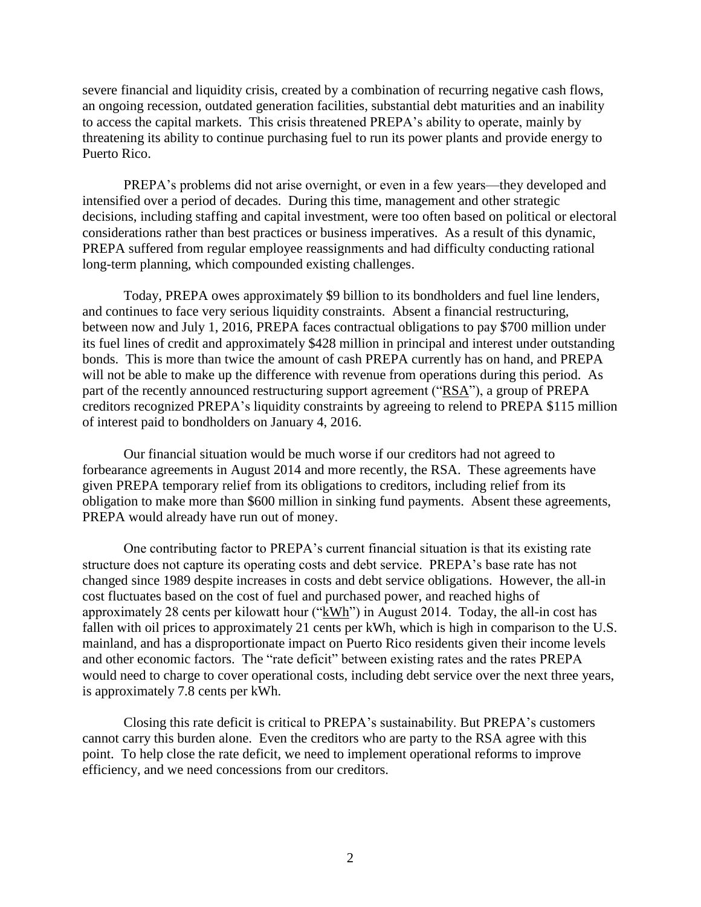severe financial and liquidity crisis, created by a combination of recurring negative cash flows, an ongoing recession, outdated generation facilities, substantial debt maturities and an inability to access the capital markets. This crisis threatened PREPA's ability to operate, mainly by threatening its ability to continue purchasing fuel to run its power plants and provide energy to Puerto Rico.

PREPA's problems did not arise overnight, or even in a few years—they developed and intensified over a period of decades. During this time, management and other strategic decisions, including staffing and capital investment, were too often based on political or electoral considerations rather than best practices or business imperatives. As a result of this dynamic, PREPA suffered from regular employee reassignments and had difficulty conducting rational long-term planning, which compounded existing challenges.

Today, PREPA owes approximately $9 billion to its bondholders and fuel line lenders, and continues to face very serious liquidity constraints. Absent a financial restructuring, between now and July 1, 2016, PREPA faces contractual obligations to pay $700 million under its fuel lines of credit and approximately $428 million in principal and interest under outstanding bonds. This is more than twice the amount of cash PREPA currently has on hand, and PREPA will not be able to make up the difference with revenue from operations during this period. As part of the recently announced restructuring support agreement ("RSA"), a group of PREPA creditors recognized PREPA's liquidity constraints by agreeing to relend to PREPA $115 million of interest paid to bondholders on January 4, 2016.

Our financial situation would be much worse if our creditors had not agreed to forbearance agreements in August 2014 and more recently, the RSA. These agreements have given PREPA temporary relief from its obligations to creditors, including relief from its obligation to make more than $600 million in sinking fund payments. Absent these agreements, PREPA would already have run out of money.

One contributing factor to PREPA's current financial situation is that its existing rate structure does not capture its operating costs and debt service. PREPA's base rate has not changed since 1989 despite increases in costs and debt service obligations. However, the all-in cost fluctuates based on the cost of fuel and purchased power, and reached highs of approximately 28 cents per kilowatt hour ("kWh") in August 2014. Today, the all-in cost has fallen with oil prices to approximately 21 cents per kWh, which is high in comparison to the U.S. mainland, and has a disproportionate impact on Puerto Rico residents given their income levels and other economic factors. The "rate deficit" between existing rates and the rates PREPA would need to charge to cover operational costs, including debt service over the next three years, is approximately 7.8 cents per kWh.

Closing this rate deficit is critical to PREPA's sustainability. But PREPA's customers cannot carry this burden alone. Even the creditors who are party to the RSA agree with this point. To help close the rate deficit, we need to implement operational reforms to improve efficiency, and we need concessions from our creditors.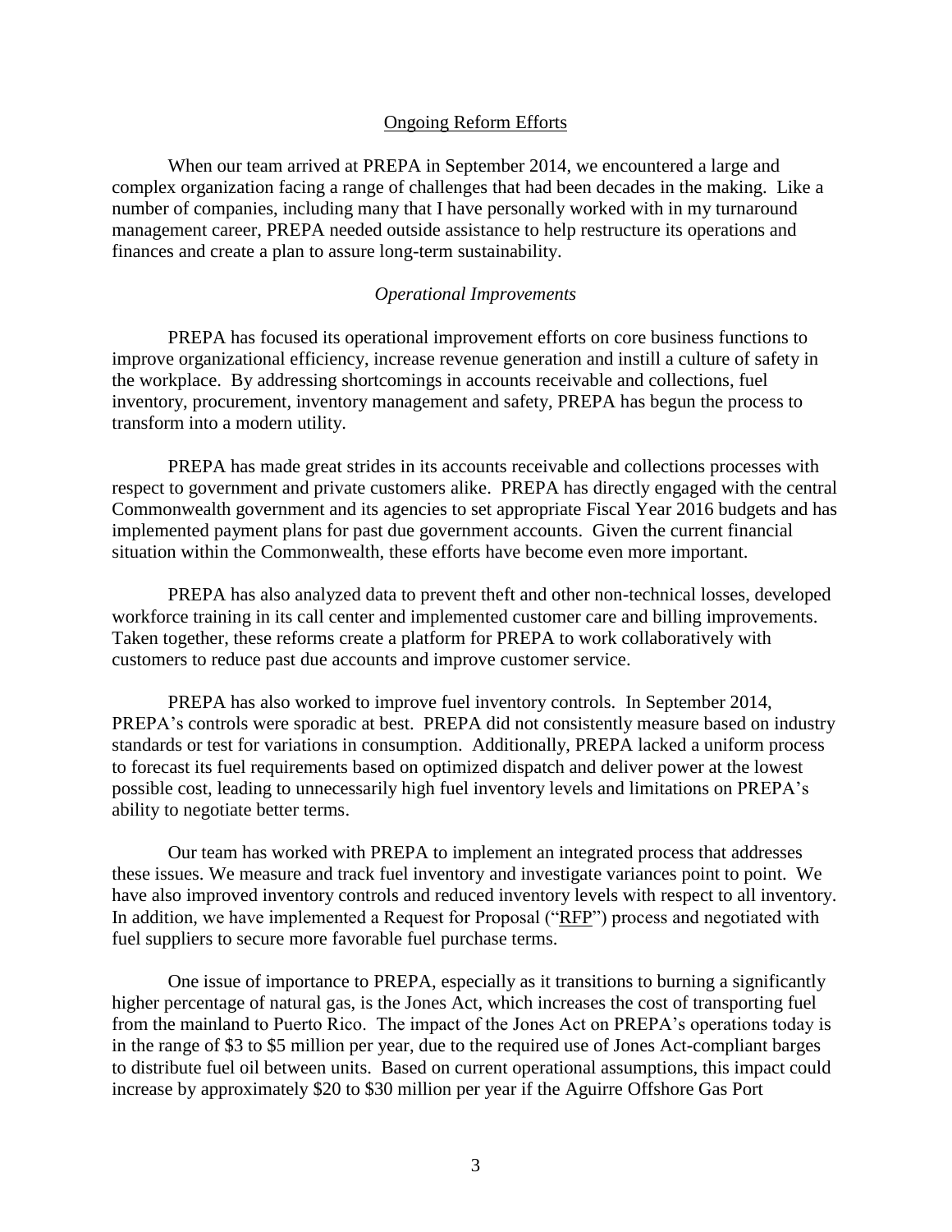## Ongoing Reform Efforts

When our team arrived at PREPA in September 2014, we encountered a large and complex organization facing a range of challenges that had been decades in the making. Like a number of companies, including many that I have personally worked with in my turnaround management career, PREPA needed outside assistance to help restructure its operations and finances and create a plan to assure long-term sustainability.

### *Operational Improvements*

PREPA has focused its operational improvement efforts on core business functions to improve organizational efficiency, increase revenue generation and instill a culture of safety in the workplace. By addressing shortcomings in accounts receivable and collections, fuel inventory, procurement, inventory management and safety, PREPA has begun the process to transform into a modern utility.

PREPA has made great strides in its accounts receivable and collections processes with respect to government and private customers alike. PREPA has directly engaged with the central Commonwealth government and its agencies to set appropriate Fiscal Year 2016 budgets and has implemented payment plans for past due government accounts. Given the current financial situation within the Commonwealth, these efforts have become even more important.

PREPA has also analyzed data to prevent theft and other non-technical losses, developed workforce training in its call center and implemented customer care and billing improvements. Taken together, these reforms create a platform for PREPA to work collaboratively with customers to reduce past due accounts and improve customer service.

PREPA has also worked to improve fuel inventory controls. In September 2014, PREPA's controls were sporadic at best. PREPA did not consistently measure based on industry standards or test for variations in consumption. Additionally, PREPA lacked a uniform process to forecast its fuel requirements based on optimized dispatch and deliver power at the lowest possible cost, leading to unnecessarily high fuel inventory levels and limitations on PREPA's ability to negotiate better terms.

Our team has worked with PREPA to implement an integrated process that addresses these issues. We measure and track fuel inventory and investigate variances point to point. We have also improved inventory controls and reduced inventory levels with respect to all inventory. In addition, we have implemented a Request for Proposal ("RFP") process and negotiated with fuel suppliers to secure more favorable fuel purchase terms.

One issue of importance to PREPA, especially as it transitions to burning a significantly higher percentage of natural gas, is the Jones Act, which increases the cost of transporting fuel from the mainland to Puerto Rico. The impact of the Jones Act on PREPA's operations today is in the range of $3 to $5 million per year, due to the required use of Jones Act-compliant barges to distribute fuel oil between units. Based on current operational assumptions, this impact could increase by approximately $20 to $30 million per year if the Aguirre Offshore Gas Port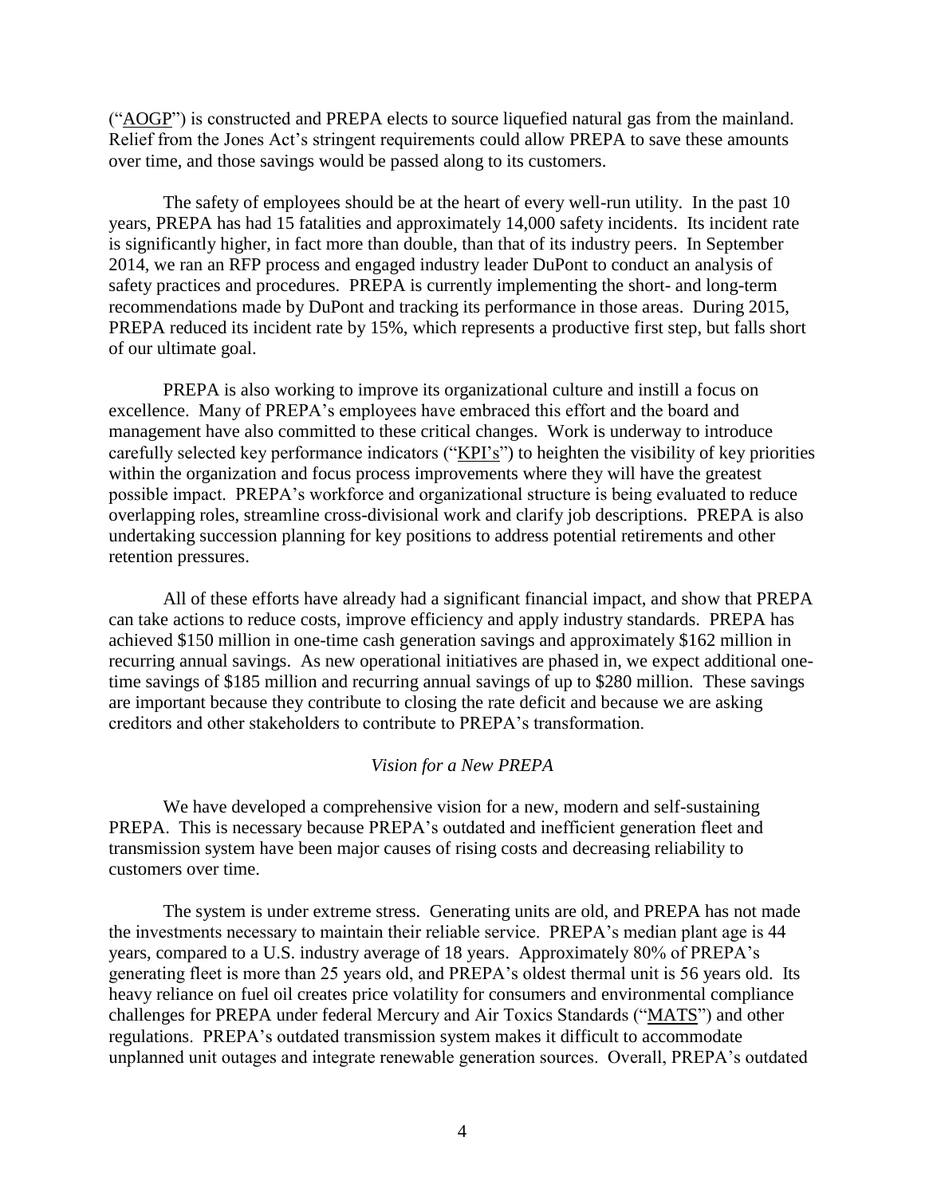("AOGP") is constructed and PREPA elects to source liquefied natural gas from the mainland. Relief from the Jones Act's stringent requirements could allow PREPA to save these amounts over time, and those savings would be passed along to its customers.

The safety of employees should be at the heart of every well-run utility. In the past 10 years, PREPA has had 15 fatalities and approximately 14,000 safety incidents. Its incident rate is significantly higher, in fact more than double, than that of its industry peers. In September 2014, we ran an RFP process and engaged industry leader DuPont to conduct an analysis of safety practices and procedures. PREPA is currently implementing the short- and long-term recommendations made by DuPont and tracking its performance in those areas. During 2015, PREPA reduced its incident rate by 15%, which represents a productive first step, but falls short of our ultimate goal.

PREPA is also working to improve its organizational culture and instill a focus on excellence. Many of PREPA's employees have embraced this effort and the board and management have also committed to these critical changes. Work is underway to introduce carefully selected key performance indicators ("KPI's") to heighten the visibility of key priorities within the organization and focus process improvements where they will have the greatest possible impact. PREPA's workforce and organizational structure is being evaluated to reduce overlapping roles, streamline cross-divisional work and clarify job descriptions. PREPA is also undertaking succession planning for key positions to address potential retirements and other retention pressures.

All of these efforts have already had a significant financial impact, and show that PREPA can take actions to reduce costs, improve efficiency and apply industry standards. PREPA has achieved $150 million in one-time cash generation savings and approximately $162 million in recurring annual savings. As new operational initiatives are phased in, we expect additional one-time savings of $185 million and recurring annual savings of up to $280 million. These savings are important because they contribute to closing the rate deficit and because we are asking creditors and other stakeholders to contribute to PREPA's transformation.

*Vision for a New PREPA*

We have developed a comprehensive vision for a new, modern and self-sustaining PREPA. This is necessary because PREPA's outdated and inefficient generation fleet and transmission system have been major causes of rising costs and decreasing reliability to customers over time.

The system is under extreme stress. Generating units are old, and PREPA has not made the investments necessary to maintain their reliable service. PREPA's median plant age is 44 years, compared to a U.S. industry average of 18 years. Approximately 80% of PREPA's generating fleet is more than 25 years old, and PREPA's oldest thermal unit is 56 years old. Its heavy reliance on fuel oil creates price volatility for consumers and environmental compliance challenges for PREPA under federal Mercury and Air Toxics Standards ("MATS") and other regulations. PREPA's outdated transmission system makes it difficult to accommodate unplanned unit outages and integrate renewable generation sources. Overall, PREPA's outdated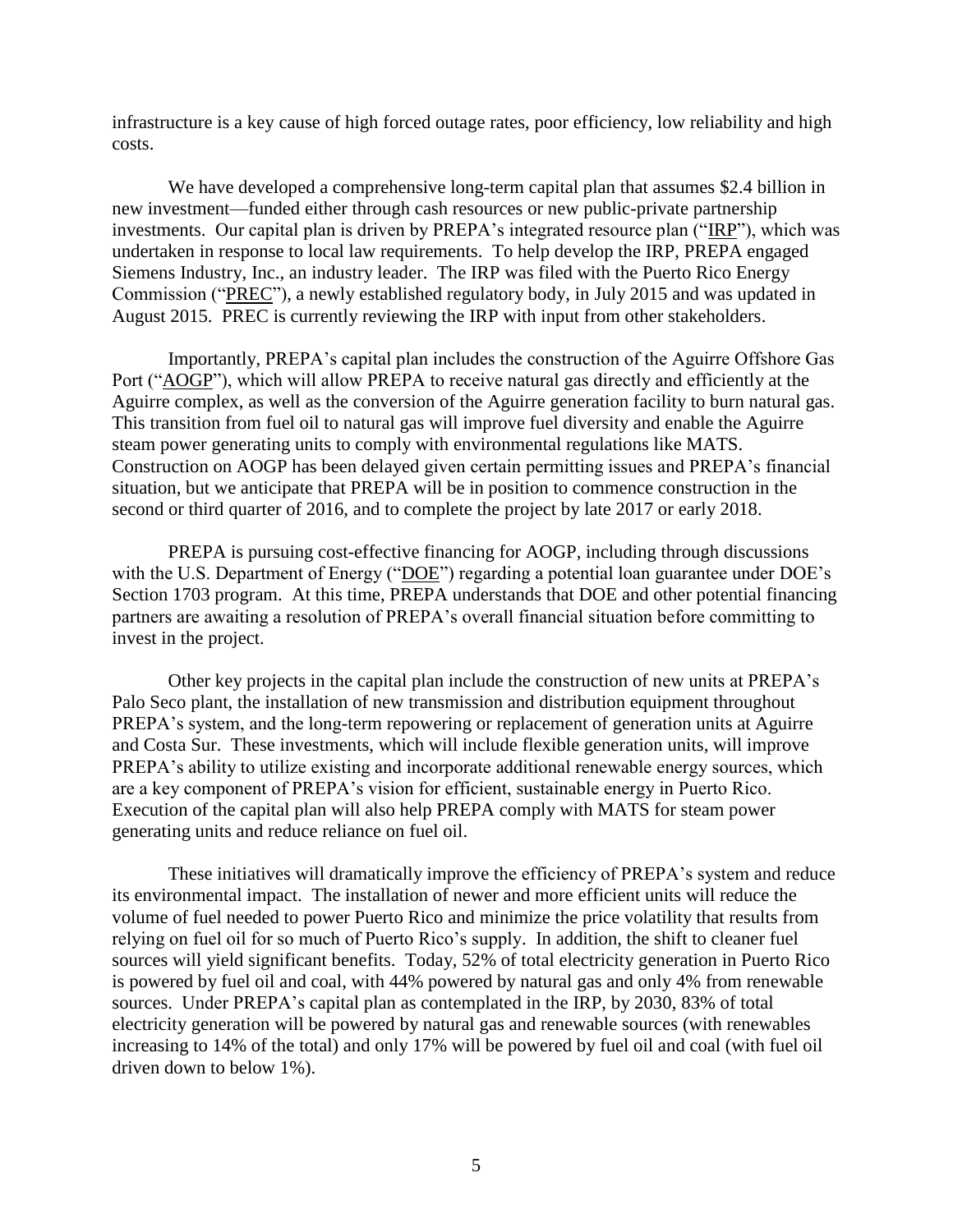infrastructure is a key cause of high forced outage rates, poor efficiency, low reliability and high costs.

We have developed a comprehensive long-term capital plan that assumes $2.4 billion in new investment—funded either through cash resources or new public-private partnership investments. Our capital plan is driven by PREPA's integrated resource plan ("IRP"), which was undertaken in response to local law requirements. To help develop the IRP, PREPA engaged Siemens Industry, Inc., an industry leader. The IRP was filed with the Puerto Rico Energy Commission ("PREC"), a newly established regulatory body, in July 2015 and was updated in August 2015. PREC is currently reviewing the IRP with input from other stakeholders.

Importantly, PREPA's capital plan includes the construction of the Aguirre Offshore Gas Port ("AOGP"), which will allow PREPA to receive natural gas directly and efficiently at the Aguirre complex, as well as the conversion of the Aguirre generation facility to burn natural gas. This transition from fuel oil to natural gas will improve fuel diversity and enable the Aguirre steam power generating units to comply with environmental regulations like MATS. Construction on AOGP has been delayed given certain permitting issues and PREPA's financial situation, but we anticipate that PREPA will be in position to commence construction in the second or third quarter of 2016, and to complete the project by late 2017 or early 2018.

PREPA is pursuing cost-effective financing for AOGP, including through discussions with the U.S. Department of Energy ("DOE") regarding a potential loan guarantee under DOE's Section 1703 program. At this time, PREPA understands that DOE and other potential financing partners are awaiting a resolution of PREPA's overall financial situation before committing to invest in the project.

Other key projects in the capital plan include the construction of new units at PREPA's Palo Seco plant, the installation of new transmission and distribution equipment throughout PREPA's system, and the long-term repowering or replacement of generation units at Aguirre and Costa Sur. These investments, which will include flexible generation units, will improve PREPA's ability to utilize existing and incorporate additional renewable energy sources, which are a key component of PREPA's vision for efficient, sustainable energy in Puerto Rico. Execution of the capital plan will also help PREPA comply with MATS for steam power generating units and reduce reliance on fuel oil.

These initiatives will dramatically improve the efficiency of PREPA's system and reduce its environmental impact. The installation of newer and more efficient units will reduce the volume of fuel needed to power Puerto Rico and minimize the price volatility that results from relying on fuel oil for so much of Puerto Rico's supply. In addition, the shift to cleaner fuel sources will yield significant benefits. Today, 52% of total electricity generation in Puerto Rico is powered by fuel oil and coal, with 44% powered by natural gas and only 4% from renewable sources. Under PREPA's capital plan as contemplated in the IRP, by 2030, 83% of total electricity generation will be powered by natural gas and renewable sources (with renewables increasing to 14% of the total) and only 17% will be powered by fuel oil and coal (with fuel oil driven down to below 1%).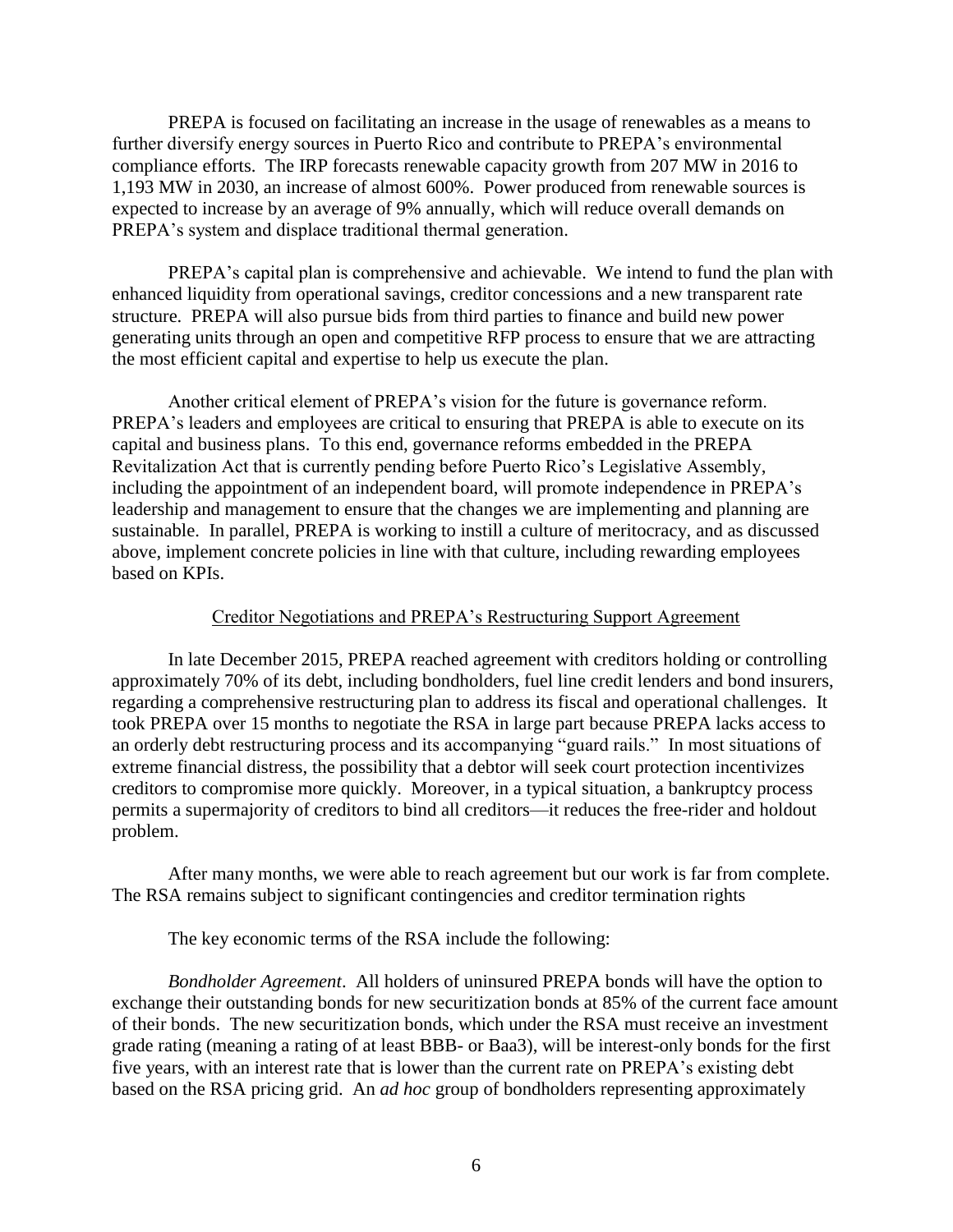PREPA is focused on facilitating an increase in the usage of renewables as a means to further diversify energy sources in Puerto Rico and contribute to PREPA's environmental compliance efforts. The IRP forecasts renewable capacity growth from 207 MW in 2016 to 1,193 MW in 2030, an increase of almost 600%. Power produced from renewable sources is expected to increase by an average of 9% annually, which will reduce overall demands on PREPA's system and displace traditional thermal generation.

PREPA's capital plan is comprehensive and achievable. We intend to fund the plan with enhanced liquidity from operational savings, creditor concessions and a new transparent rate structure. PREPA will also pursue bids from third parties to finance and build new power generating units through an open and competitive RFP process to ensure that we are attracting the most efficient capital and expertise to help us execute the plan.

Another critical element of PREPA's vision for the future is governance reform. PREPA's leaders and employees are critical to ensuring that PREPA is able to execute on its capital and business plans. To this end, governance reforms embedded in the PREPA Revitalization Act that is currently pending before Puerto Rico's Legislative Assembly, including the appointment of an independent board, will promote independence in PREPA's leadership and management to ensure that the changes we are implementing and planning are sustainable. In parallel, PREPA is working to instill a culture of meritocracy, and as discussed above, implement concrete policies in line with that culture, including rewarding employees based on KPIs.

## Creditor Negotiations and PREPA's Restructuring Support Agreement

In late December 2015, PREPA reached agreement with creditors holding or controlling approximately 70% of its debt, including bondholders, fuel line credit lenders and bond insurers, regarding a comprehensive restructuring plan to address its fiscal and operational challenges. It took PREPA over 15 months to negotiate the RSA in large part because PREPA lacks access to an orderly debt restructuring process and its accompanying "guard rails." In most situations of extreme financial distress, the possibility that a debtor will seek court protection incentivizes creditors to compromise more quickly. Moreover, in a typical situation, a bankruptcy process permits a supermajority of creditors to bind all creditors—it reduces the free-rider and holdout problem.

After many months, we were able to reach agreement but our work is far from complete. The RSA remains subject to significant contingencies and creditor termination rights

The key economic terms of the RSA include the following:

*Bondholder Agreement*. All holders of uninsured PREPA bonds will have the option to exchange their outstanding bonds for new securitization bonds at 85% of the current face amount of their bonds. The new securitization bonds, which under the RSA must receive an investment grade rating (meaning a rating of at least BBB- or Baa3), will be interest-only bonds for the first five years, with an interest rate that is lower than the current rate on PREPA's existing debt based on the RSA pricing grid. An *ad hoc* group of bondholders representing approximately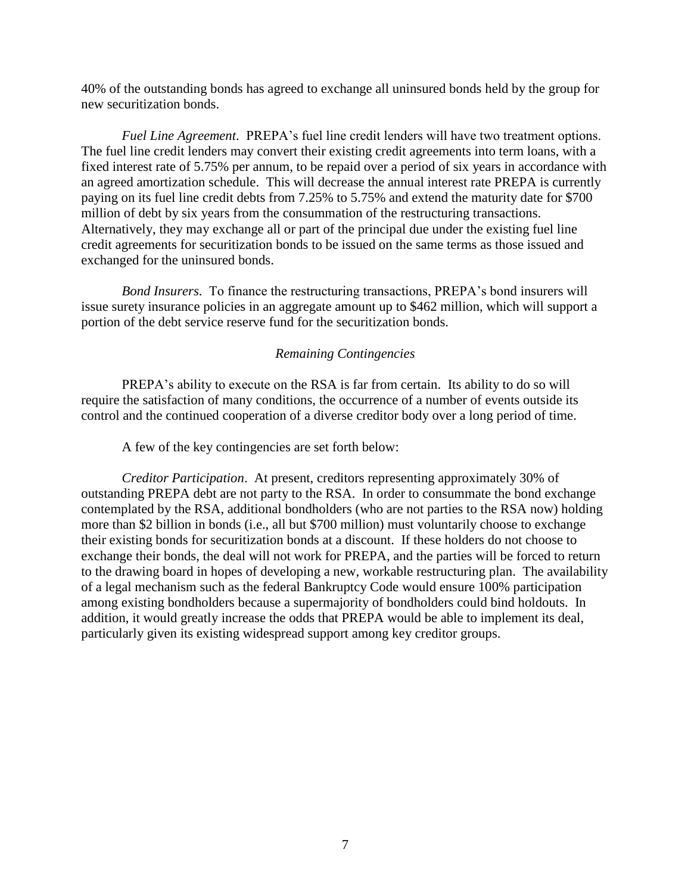40% of the outstanding bonds has agreed to exchange all uninsured bonds held by the group for new securitization bonds.

*Fuel Line Agreement*. PREPA's fuel line credit lenders will have two treatment options. The fuel line credit lenders may convert their existing credit agreements into term loans, with a fixed interest rate of 5.75% per annum, to be repaid over a period of six years in accordance with an agreed amortization schedule. This will decrease the annual interest rate PREPA is currently paying on its fuel line credit debts from 7.25% to 5.75% and extend the maturity date for $700 million of debt by six years from the consummation of the restructuring transactions. Alternatively, they may exchange all or part of the principal due under the existing fuel line credit agreements for securitization bonds to be issued on the same terms as those issued and exchanged for the uninsured bonds.

*Bond Insurers*. To finance the restructuring transactions, PREPA's bond insurers will issue surety insurance policies in an aggregate amount up to $462 million, which will support a portion of the debt service reserve fund for the securitization bonds.

*Remaining Contingencies*

PREPA's ability to execute on the RSA is far from certain. Its ability to do so will require the satisfaction of many conditions, the occurrence of a number of events outside its control and the continued cooperation of a diverse creditor body over a long period of time.

A few of the key contingencies are set forth below:

*Creditor Participation*. At present, creditors representing approximately 30% of outstanding PREPA debt are not party to the RSA. In order to consummate the bond exchange contemplated by the RSA, additional bondholders (who are not parties to the RSA now) holding more than $2 billion in bonds (i.e., all but $700 million) must voluntarily choose to exchange their existing bonds for securitization bonds at a discount. If these holders do not choose to exchange their bonds, the deal will not work for PREPA, and the parties will be forced to return to the drawing board in hopes of developing a new, workable restructuring plan. The availability of a legal mechanism such as the federal Bankruptcy Code would ensure 100% participation among existing bondholders because a supermajority of bondholders could bind holdouts. In addition, it would greatly increase the odds that PREPA would be able to implement its deal, particularly given its existing widespread support among key creditor groups.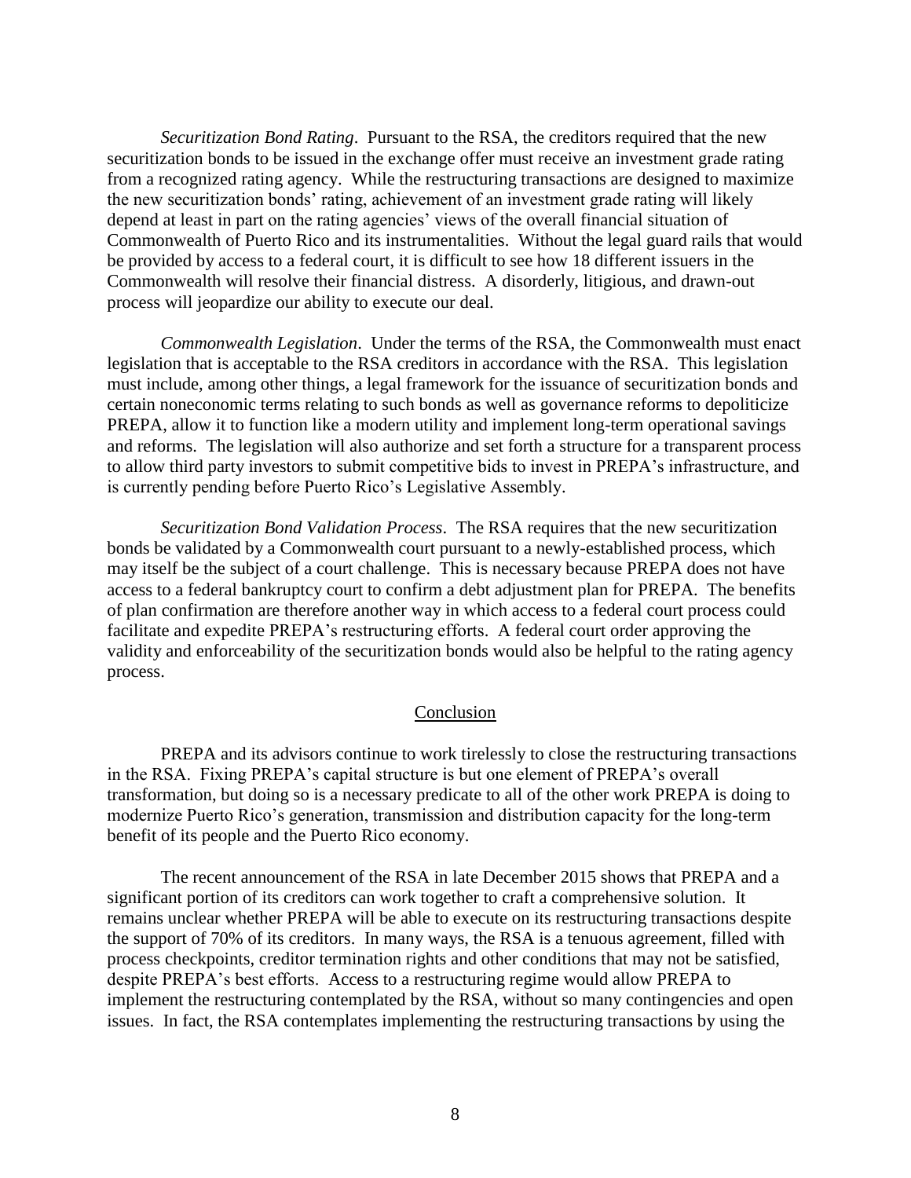*Securitization Bond Rating*. Pursuant to the RSA, the creditors required that the new securitization bonds to be issued in the exchange offer must receive an investment grade rating from a recognized rating agency. While the restructuring transactions are designed to maximize the new securitization bonds' rating, achievement of an investment grade rating will likely depend at least in part on the rating agencies' views of the overall financial situation of Commonwealth of Puerto Rico and its instrumentalities. Without the legal guard rails that would be provided by access to a federal court, it is difficult to see how 18 different issuers in the Commonwealth will resolve their financial distress. A disorderly, litigious, and drawn-out process will jeopardize our ability to execute our deal.

*Commonwealth Legislation*. Under the terms of the RSA, the Commonwealth must enact legislation that is acceptable to the RSA creditors in accordance with the RSA. This legislation must include, among other things, a legal framework for the issuance of securitization bonds and certain noneconomic terms relating to such bonds as well as governance reforms to depoliticize PREPA, allow it to function like a modern utility and implement long-term operational savings and reforms. The legislation will also authorize and set forth a structure for a transparent process to allow third party investors to submit competitive bids to invest in PREPA's infrastructure, and is currently pending before Puerto Rico's Legislative Assembly.

*Securitization Bond Validation Process*. The RSA requires that the new securitization bonds be validated by a Commonwealth court pursuant to a newly-established process, which may itself be the subject of a court challenge. This is necessary because PREPA does not have access to a federal bankruptcy court to confirm a debt adjustment plan for PREPA. The benefits of plan confirmation are therefore another way in which access to a federal court process could facilitate and expedite PREPA's restructuring efforts. A federal court order approving the validity and enforceability of the securitization bonds would also be helpful to the rating agency process.

## Conclusion

PREPA and its advisors continue to work tirelessly to close the restructuring transactions in the RSA. Fixing PREPA's capital structure is but one element of PREPA's overall transformation, but doing so is a necessary predicate to all of the other work PREPA is doing to modernize Puerto Rico's generation, transmission and distribution capacity for the long-term benefit of its people and the Puerto Rico economy.

The recent announcement of the RSA in late December 2015 shows that PREPA and a significant portion of its creditors can work together to craft a comprehensive solution. It remains unclear whether PREPA will be able to execute on its restructuring transactions despite the support of 70% of its creditors. In many ways, the RSA is a tenuous agreement, filled with process checkpoints, creditor termination rights and other conditions that may not be satisfied, despite PREPA's best efforts. Access to a restructuring regime would allow PREPA to implement the restructuring contemplated by the RSA, without so many contingencies and open issues. In fact, the RSA contemplates implementing the restructuring transactions by using the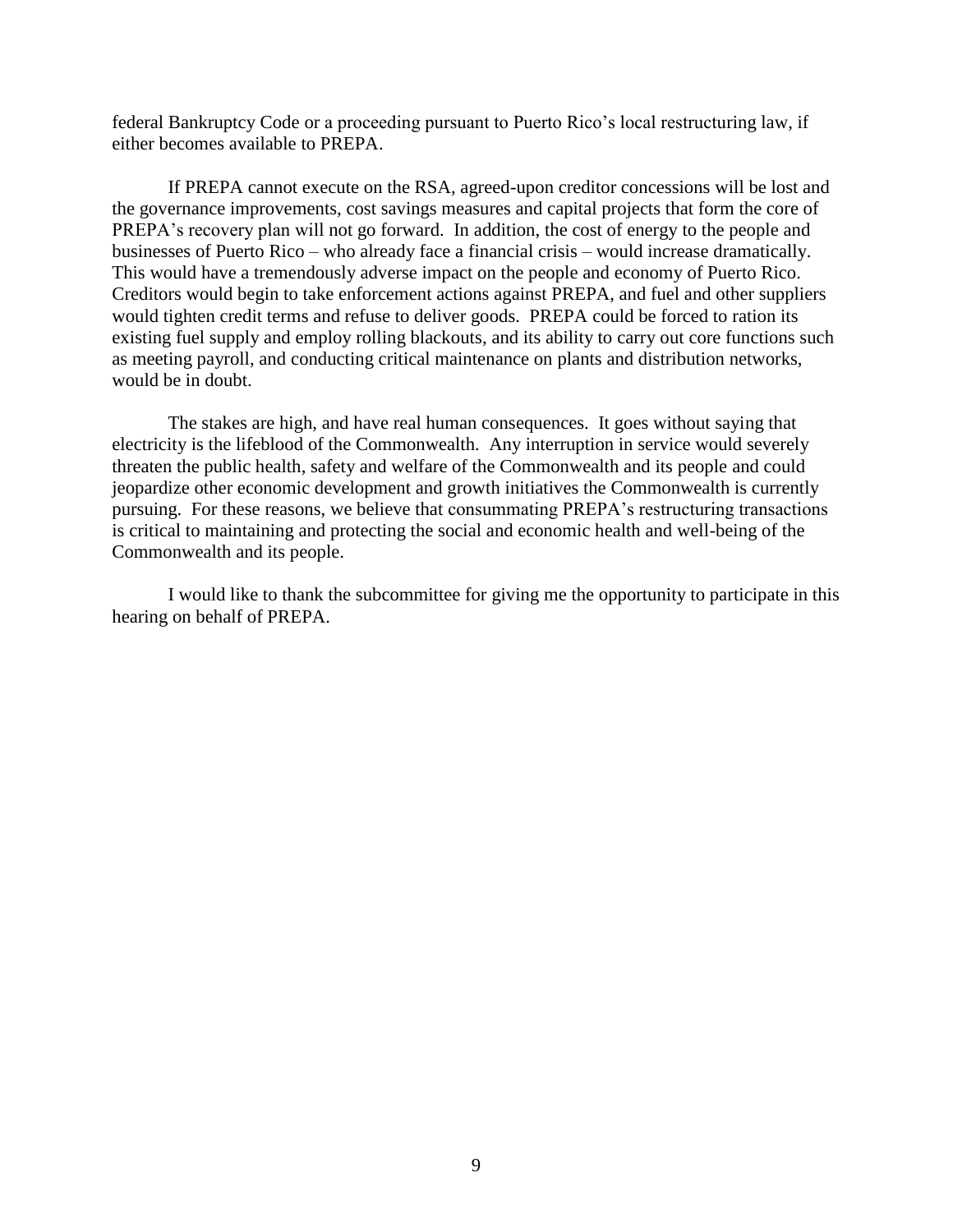federal Bankruptcy Code or a proceeding pursuant to Puerto Rico's local restructuring law, if either becomes available to PREPA.

If PREPA cannot execute on the RSA, agreed-upon creditor concessions will be lost and the governance improvements, cost savings measures and capital projects that form the core of PREPA's recovery plan will not go forward. In addition, the cost of energy to the people and businesses of Puerto Rico – who already face a financial crisis – would increase dramatically. This would have a tremendously adverse impact on the people and economy of Puerto Rico. Creditors would begin to take enforcement actions against PREPA, and fuel and other suppliers would tighten credit terms and refuse to deliver goods. PREPA could be forced to ration its existing fuel supply and employ rolling blackouts, and its ability to carry out core functions such as meeting payroll, and conducting critical maintenance on plants and distribution networks, would be in doubt.

The stakes are high, and have real human consequences. It goes without saying that electricity is the lifeblood of the Commonwealth. Any interruption in service would severely threaten the public health, safety and welfare of the Commonwealth and its people and could jeopardize other economic development and growth initiatives the Commonwealth is currently pursuing. For these reasons, we believe that consummating PREPA's restructuring transactions is critical to maintaining and protecting the social and economic health and well-being of the Commonwealth and its people.

I would like to thank the subcommittee for giving me the opportunity to participate in this hearing on behalf of PREPA.